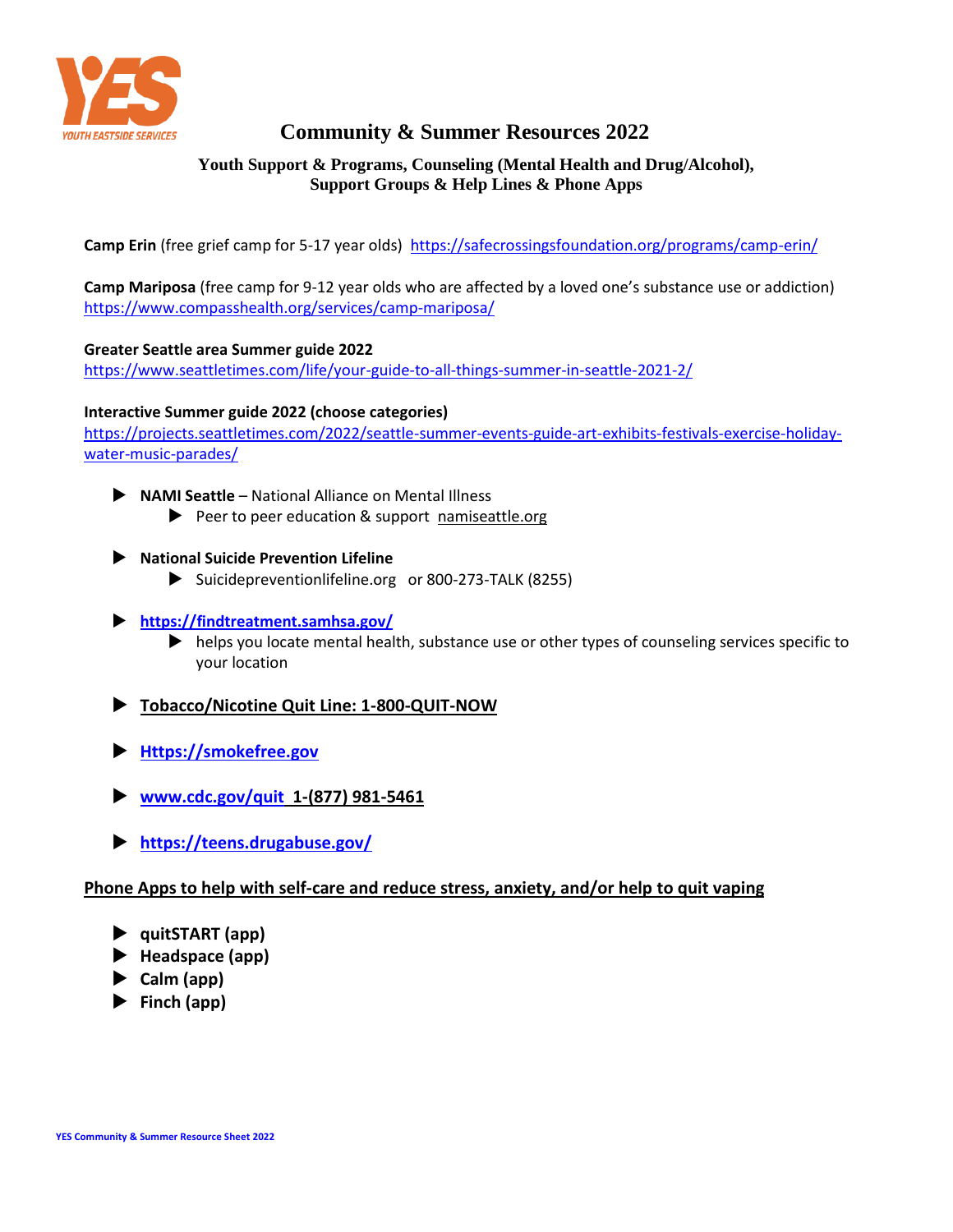YOUTH EASTSIDE SERVICES

# Community & Summer Resources 2022

### Youth Support & Programs, Counseling (Mental Health and Drug/Alcohol), Support Groups & Help Lines & Phone Apps

**Camp Erin** (free grief camp for 5-17 year olds) https://safecrossingsfoundation.org/programs/camp-erin/

**Camp Mariposa** (free camp for 9-12 year olds who are affected by a loved one's substance use or addiction) https://www.compasshealth.org/services/camp-mariposa/

**Greater Seattle area Summer guide 2022**
https://www.seattletimes.com/life/your-guide-to-all-things-summer-in-seattle-2021-2/

**Interactive Summer guide 2022 (choose categories)**
https://projects.seattletimes.com/2022/seattle-summer-events-guide-art-exhibits-festivals-exercise-holiday-water-music-parades/

- **NAMI Seattle** – National Alliance on Mental Illness
  - Peer to peer education & support namiseattle.org
- **National Suicide Prevention Lifeline**
  - Suicidepreventionlifeline.org or 800-273-TALK (8255)
- **https://findtreatment.samhsa.gov/**
  - helps you locate mental health, substance use or other types of counseling services specific to your location
- **Tobacco/Nicotine Quit Line: 1-800-QUIT-NOW**
- **Https://smokefree.gov**
- **www.cdc.gov/quit 1-(877) 981-5461**
- **https://teens.drugabuse.gov/**

**Phone Apps to help with self-care and reduce stress, anxiety, and/or help to quit vaping**

- **quitSTART (app)**
- **Headspace (app)**
- **Calm (app)**
- **Finch (app)**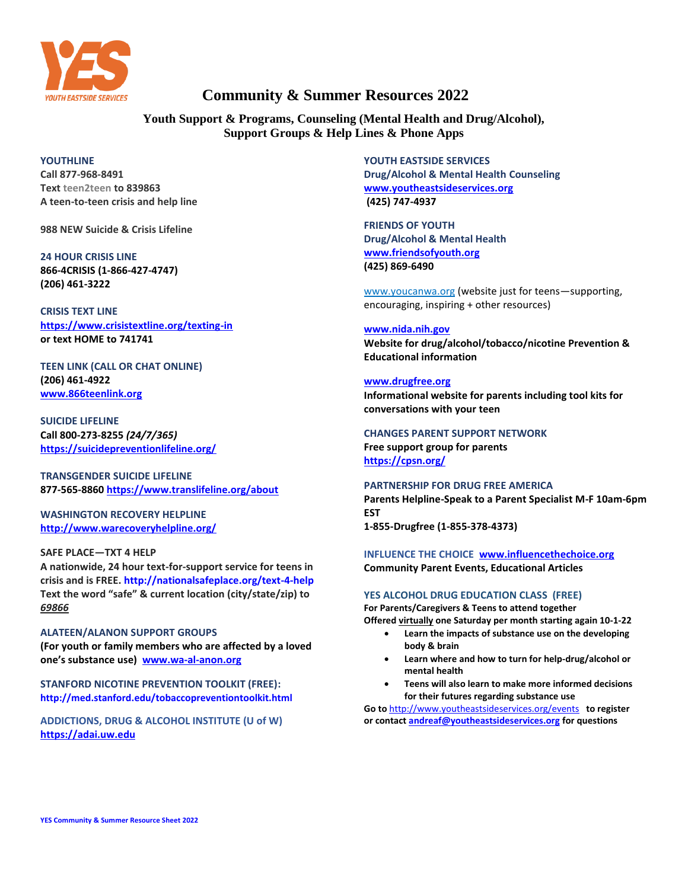YOUTH EASTSIDE SERVICES

# Community & Summer Resources 2022

## Youth Support & Programs, Counseling (Mental Health and Drug/Alcohol), Support Groups & Help Lines & Phone Apps

**YOUTHLINE**
**Call 877-968-8491**
**Text teen2teen to 839863**
**A teen-to-teen crisis and help line**

**988 NEW Suicide & Crisis Lifeline**

**24 HOUR CRISIS LINE**
**866-4CRISIS (1-866-427-4747)**
**(206) 461-3222**

**CRISIS TEXT LINE**
**https://www.crisistextline.org/texting-in**
**or text HOME to 741741**

**TEEN LINK (CALL OR CHAT ONLINE)**
**(206) 461-4922**
**www.866teenlink.org**

**SUICIDE LIFELINE**
**Call 800-273-8255 *(24/7/365)***
**https://suicidepreventionlifeline.org/**

**TRANSGENDER SUICIDE LIFELINE**
**877-565-8860 https://www.translifeline.org/about**

**WASHINGTON RECOVERY HELPLINE**
**http://www.warecoveryhelpline.org/**

**SAFE PLACE—TXT 4 HELP**
**A nationwide, 24 hour text-for-support service for teens in crisis and is FREE. http://nationalsafeplace.org/text-4-help**
**Text the word "safe" & current location (city/state/zip) to *69866***

**ALATEEN/ALANON SUPPORT GROUPS**
**(For youth or family members who are affected by a loved one's substance use) www.wa-al-anon.org**

**STANFORD NICOTINE PREVENTION TOOLKIT (FREE):**
**http://med.stanford.edu/tobaccopreventiontoolkit.html**

**ADDICTIONS, DRUG & ALCOHOL INSTITUTE (U of W)**
**https://adai.uw.edu**

**YOUTH EASTSIDE SERVICES**
**Drug/Alcohol & Mental Health Counseling**
**www.youtheastsideservices.org**
**(425) 747-4937**

**FRIENDS OF YOUTH**
**Drug/Alcohol & Mental Health**
**www.friendsofyouth.org**
**(425) 869-6490**

www.youcanwa.org (website just for teens—supporting, encouraging, inspiring + other resources)

**www.nida.nih.gov**
**Website for drug/alcohol/tobacco/nicotine Prevention & Educational information**

**www.drugfree.org**
**Informational website for parents including tool kits for conversations with your teen**

**CHANGES PARENT SUPPORT NETWORK**
**Free support group for parents**
**https://cpsn.org/**

**PARTNERSHIP FOR DRUG FREE AMERICA**
**Parents Helpline-Speak to a Parent Specialist M-F 10am-6pm EST**
**1-855-Drugfree (1-855-378-4373)**

**INFLUENCE THE CHOICE www.influencethechoice.org**
**Community Parent Events, Educational Articles**

**YES ALCOHOL DRUG EDUCATION CLASS (FREE)**
**For Parents/Caregivers & Teens to attend together**
**Offered virtually one Saturday per month starting again 10-1-22**

- **Learn the impacts of substance use on the developing body & brain**
- **Learn where and how to turn for help-drug/alcohol or mental health**
- **Teens will also learn to make more informed decisions for their futures regarding substance use**

**Go to** http://www.youtheastsideservices.org/events **to register or contact andreaf@youtheastsideservices.org for questions**